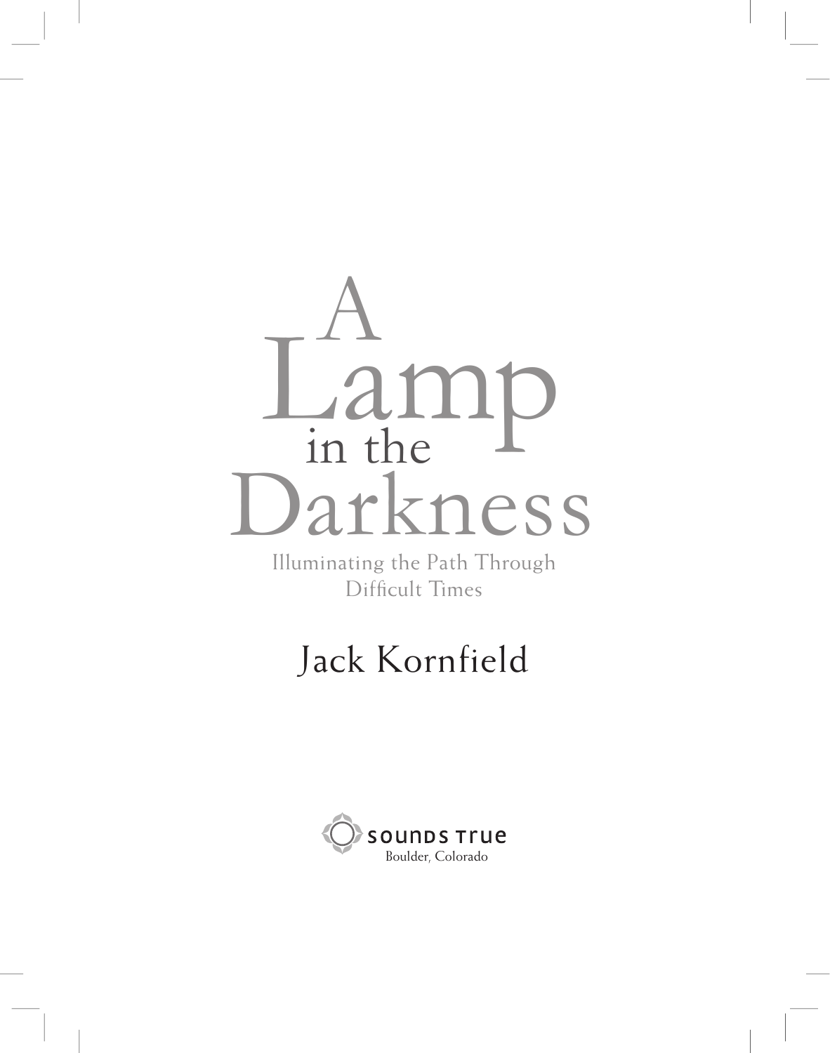# A Lamp in the Darkness

## Illuminating the Path Through Difficult Times

Jack Kornfield

Sounds True
Boulder, Colorado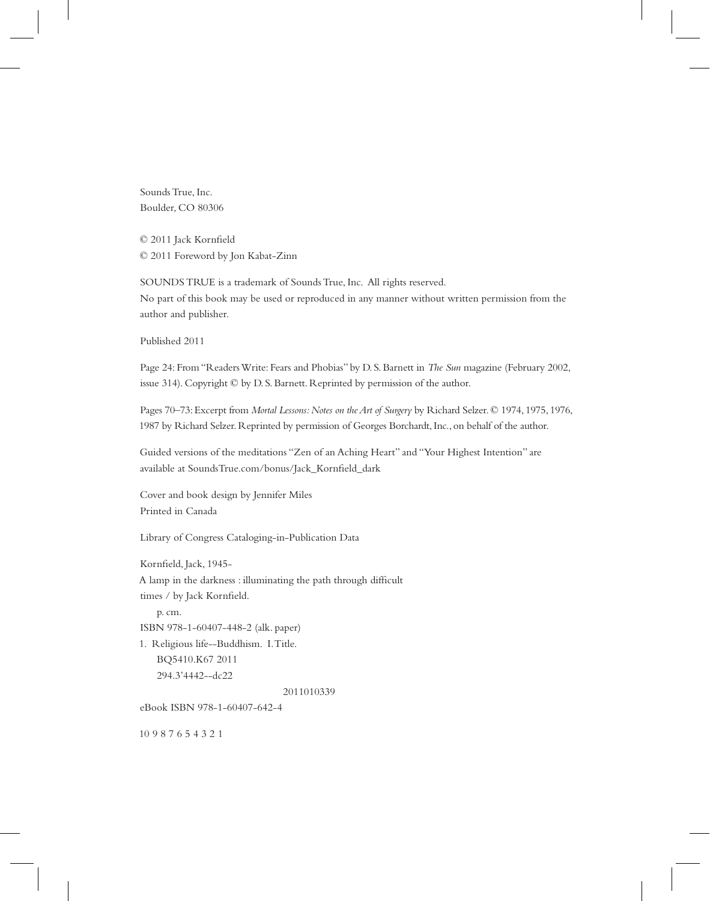Sounds True, Inc.
Boulder, CO 80306

© 2011 Jack Kornfield
© 2011 Foreword by Jon Kabat-Zinn

SOUNDS TRUE is a trademark of Sounds True, Inc. All rights reserved.
No part of this book may be used or reproduced in any manner without written permission from the author and publisher.

Published 2011

Page 24: From "Readers Write: Fears and Phobias" by D. S. Barnett in *The Sun* magazine (February 2002, issue 314). Copyright © by D. S. Barnett. Reprinted by permission of the author.

Pages 70–73: Excerpt from *Mortal Lessons: Notes on the Art of Surgery* by Richard Selzer. © 1974, 1975, 1976, 1987 by Richard Selzer. Reprinted by permission of Georges Borchardt, Inc., on behalf of the author.

Guided versions of the meditations "Zen of an Aching Heart" and "Your Highest Intention" are available at SoundsTrue.com/bonus/Jack_Kornfield_dark

Cover and book design by Jennifer Miles
Printed in Canada

Library of Congress Cataloging-in-Publication Data

Kornfield, Jack, 1945-
A lamp in the darkness : illuminating the path through difficult times / by Jack Kornfield.
p. cm.
ISBN 978-1-60407-448-2 (alk. paper)
1. Religious life--Buddhism. I. Title.
BQ5410.K67 2011
294.3'4442--dc22
2011010339

eBook ISBN 978-1-60407-642-4

10 9 8 7 6 5 4 3 2 1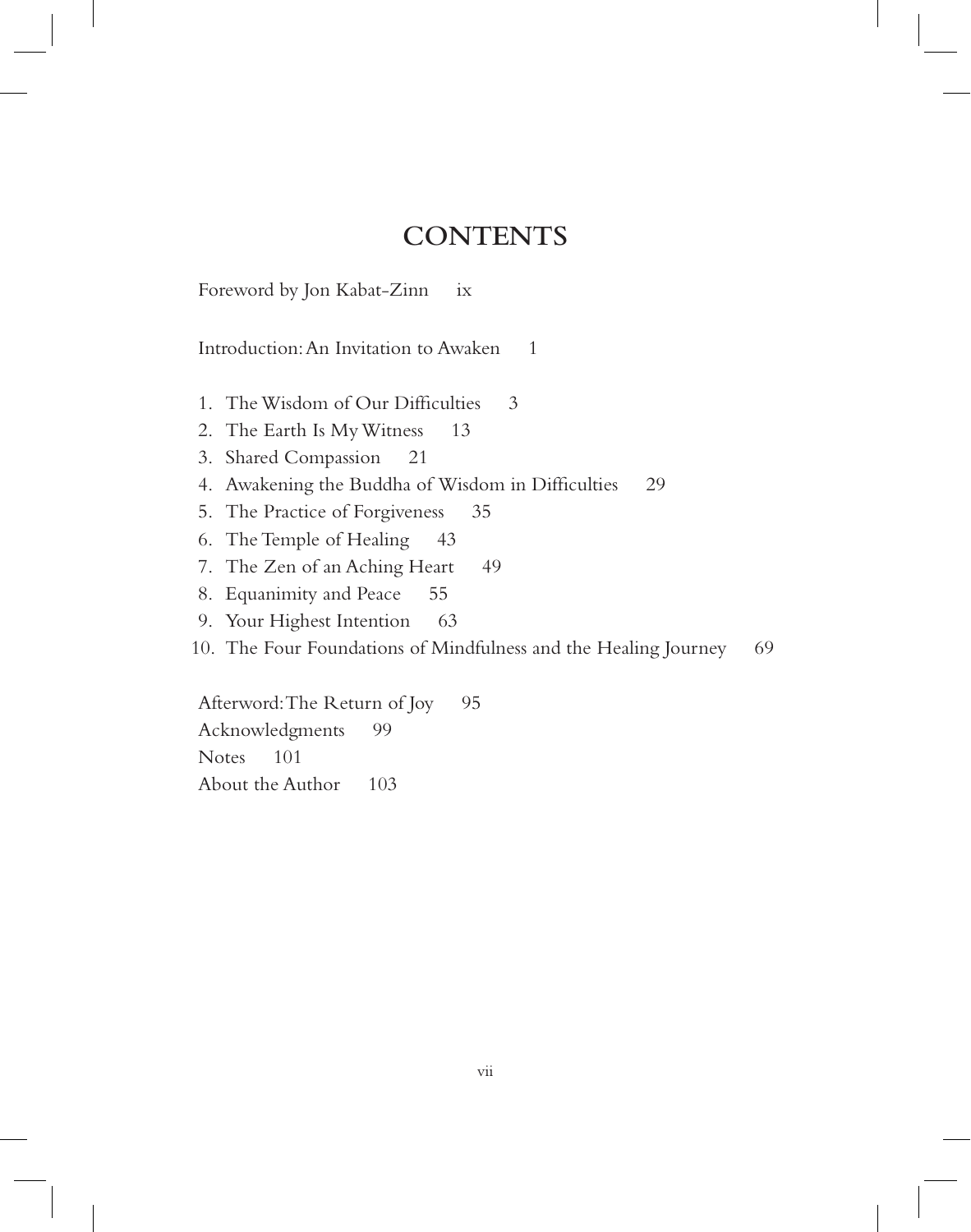# CONTENTS

Foreword by Jon Kabat-Zinn ix

Introduction: An Invitation to Awaken 1

1. The Wisdom of Our Difficulties 3
2. The Earth Is My Witness 13
3. Shared Compassion 21
4. Awakening the Buddha of Wisdom in Difficulties 29
5. The Practice of Forgiveness 35
6. The Temple of Healing 43
7. The Zen of an Aching Heart 49
8. Equanimity and Peace 55
9. Your Highest Intention 63
10. The Four Foundations of Mindfulness and the Healing Journey 69

Afterword: The Return of Joy 95

Acknowledgments 99

Notes 101

About the Author 103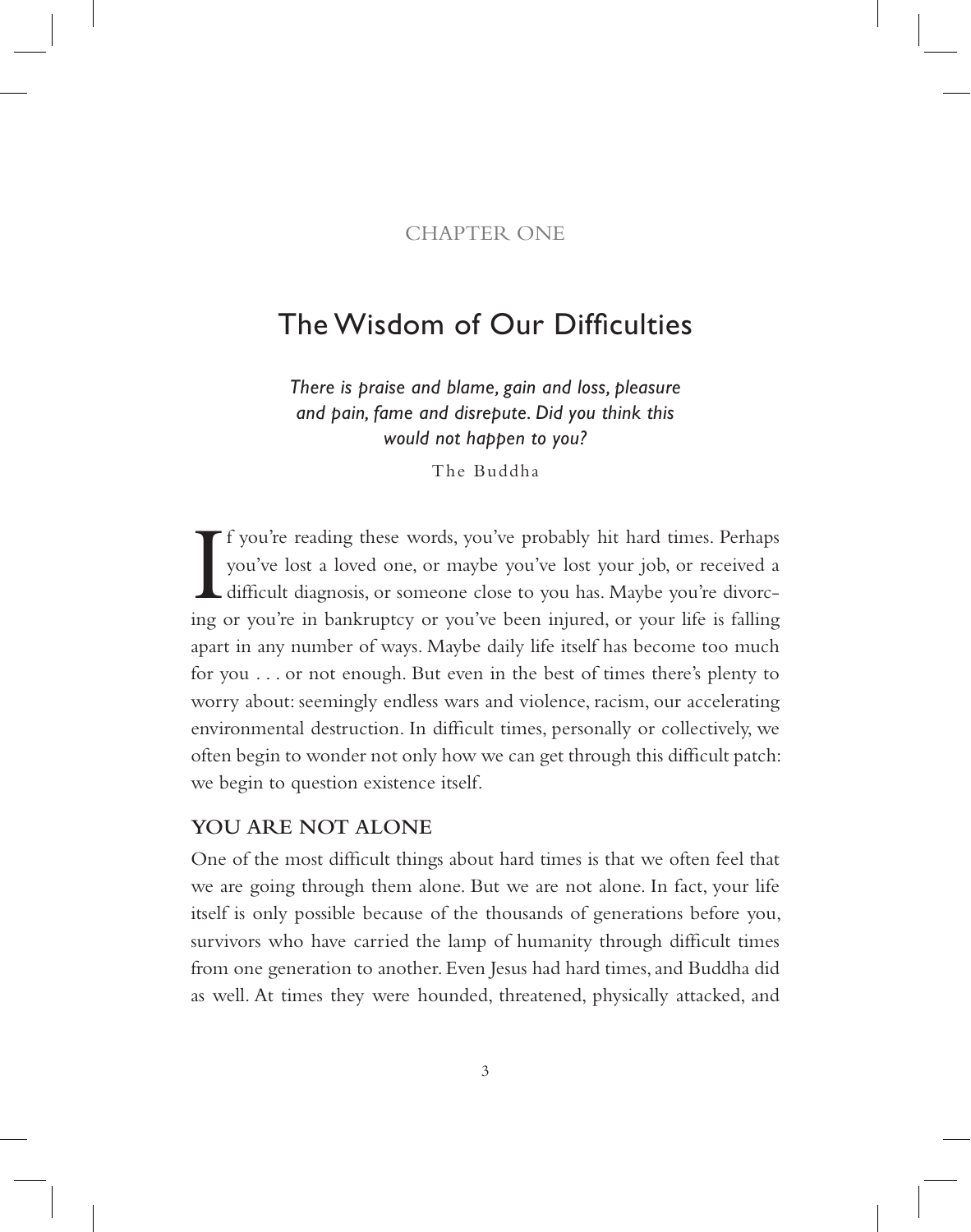CHAPTER ONE

# The Wisdom of Our Difficulties

*There is praise and blame, gain and loss, pleasure and pain, fame and disrepute. Did you think this would not happen to you?*

The Buddha

If you're reading these words, you've probably hit hard times. Perhaps you've lost a loved one, or maybe you've lost your job, or received a difficult diagnosis, or someone close to you has. Maybe you're divorcing or you're in bankruptcy or you've been injured, or your life is falling apart in any number of ways. Maybe daily life itself has become too much for you . . . or not enough. But even in the best of times there's plenty to worry about: seemingly endless wars and violence, racism, our accelerating environmental destruction. In difficult times, personally or collectively, we often begin to wonder not only how we can get through this difficult patch: we begin to question existence itself.

## YOU ARE NOT ALONE

One of the most difficult things about hard times is that we often feel that we are going through them alone. But we are not alone. In fact, your life itself is only possible because of the thousands of generations before you, survivors who have carried the lamp of humanity through difficult times from one generation to another. Even Jesus had hard times, and Buddha did as well. At times they were hounded, threatened, physically attacked, and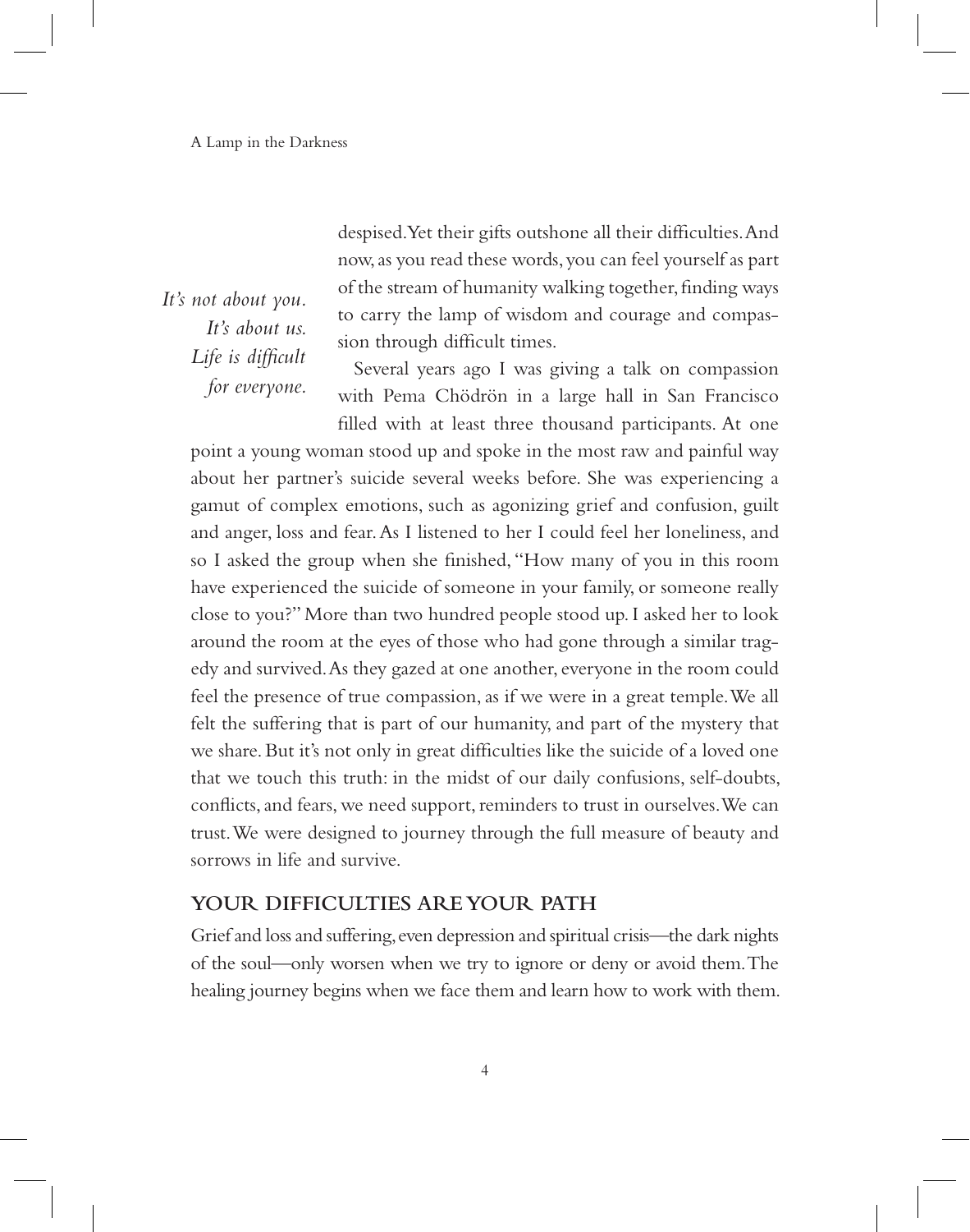despised. Yet their gifts outshone all their difficulties. And now, as you read these words, you can feel yourself as part of the stream of humanity walking together, finding ways to carry the lamp of wisdom and courage and compassion through difficult times.

*It's not about you. It's about us. Life is difficult for everyone.*

Several years ago I was giving a talk on compassion with Pema Chödrön in a large hall in San Francisco filled with at least three thousand participants. At one point a young woman stood up and spoke in the most raw and painful way about her partner's suicide several weeks before. She was experiencing a gamut of complex emotions, such as agonizing grief and confusion, guilt and anger, loss and fear. As I listened to her I could feel her loneliness, and so I asked the group when she finished, "How many of you in this room have experienced the suicide of someone in your family, or someone really close to you?" More than two hundred people stood up. I asked her to look around the room at the eyes of those who had gone through a similar tragedy and survived. As they gazed at one another, everyone in the room could feel the presence of true compassion, as if we were in a great temple. We all felt the suffering that is part of our humanity, and part of the mystery that we share. But it's not only in great difficulties like the suicide of a loved one that we touch this truth: in the midst of our daily confusions, self-doubts, conflicts, and fears, we need support, reminders to trust in ourselves. We can trust. We were designed to journey through the full measure of beauty and sorrows in life and survive.

## YOUR DIFFICULTIES ARE YOUR PATH

Grief and loss and suffering, even depression and spiritual crisis—the dark nights of the soul—only worsen when we try to ignore or deny or avoid them. The healing journey begins when we face them and learn how to work with them.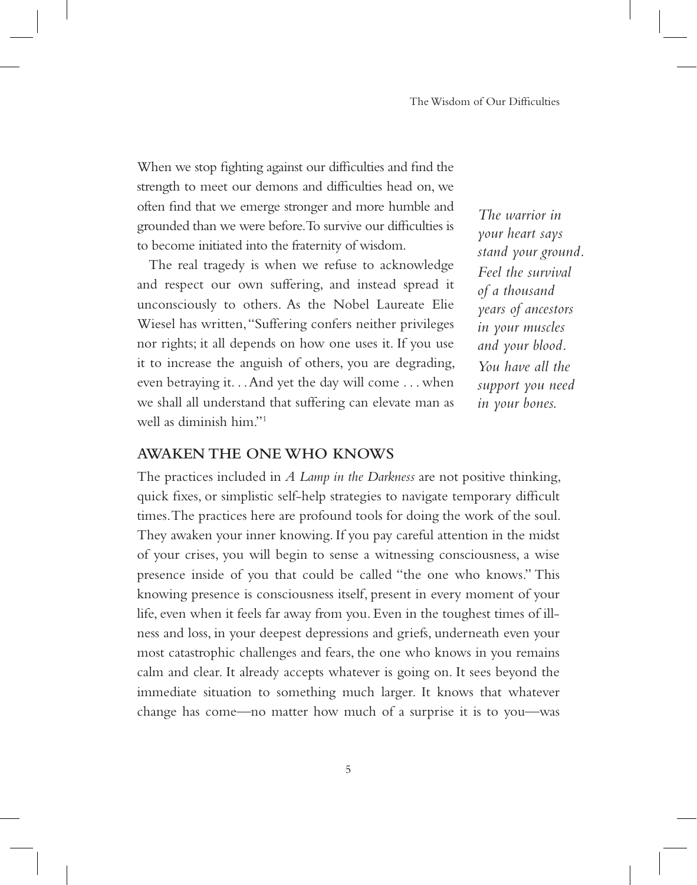When we stop fighting against our difficulties and find the strength to meet our demons and difficulties head on, we often find that we emerge stronger and more humble and grounded than we were before. To survive our difficulties is to become initiated into the fraternity of wisdom.

*The warrior in your heart says stand your ground. Feel the survival of a thousand years of ancestors in your muscles and your blood. You have all the support you need in your bones.*

The real tragedy is when we refuse to acknowledge and respect our own suffering, and instead spread it unconsciously to others. As the Nobel Laureate Elie Wiesel has written, "Suffering confers neither privileges nor rights; it all depends on how one uses it. If you use it to increase the anguish of others, you are degrading, even betraying it. . . And yet the day will come . . . when we shall all understand that suffering can elevate man as well as diminish him."[1]

## AWAKEN THE ONE WHO KNOWS

The practices included in *A Lamp in the Darkness* are not positive thinking, quick fixes, or simplistic self-help strategies to navigate temporary difficult times. The practices here are profound tools for doing the work of the soul. They awaken your inner knowing. If you pay careful attention in the midst of your crises, you will begin to sense a witnessing consciousness, a wise presence inside of you that could be called "the one who knows." This knowing presence is consciousness itself, present in every moment of your life, even when it feels far away from you. Even in the toughest times of illness and loss, in your deepest depressions and griefs, underneath even your most catastrophic challenges and fears, the one who knows in you remains calm and clear. It already accepts whatever is going on. It sees beyond the immediate situation to something much larger. It knows that whatever change has come—no matter how much of a surprise it is to you—was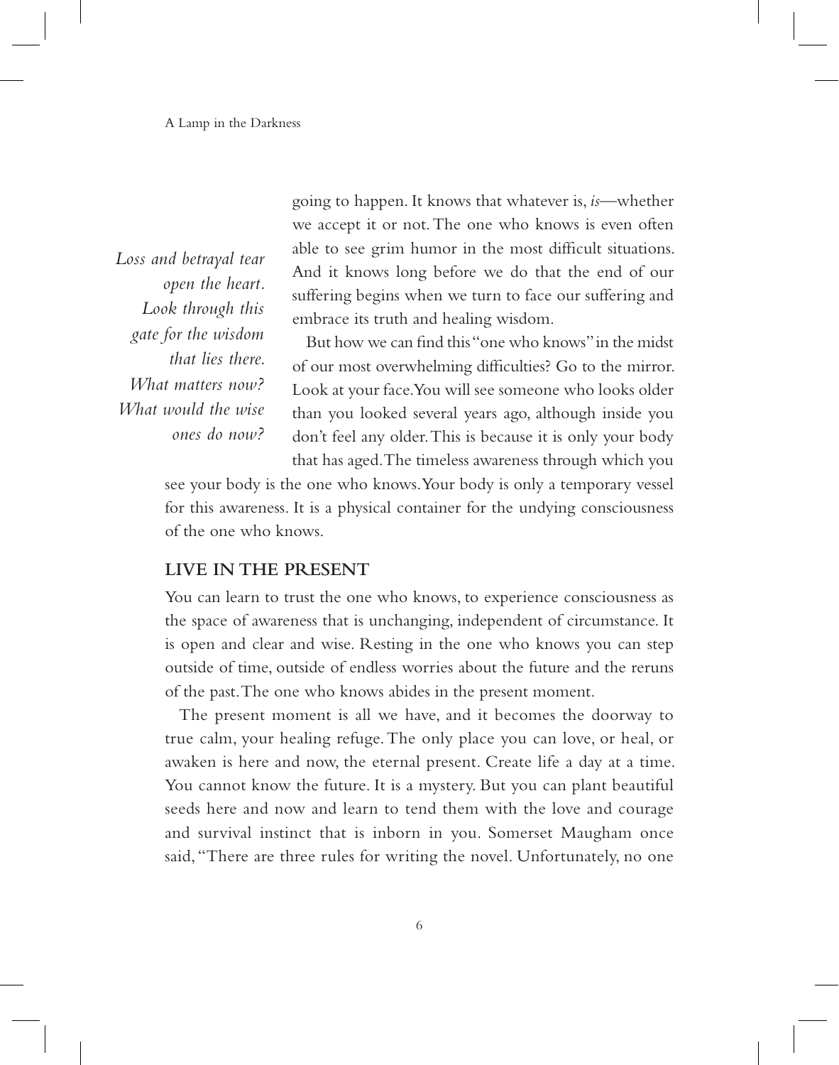going to happen. It knows that whatever is, *is*—whether we accept it or not. The one who knows is even often able to see grim humor in the most difficult situations. And it knows long before we do that the end of our suffering begins when we turn to face our suffering and embrace its truth and healing wisdom.

*Loss and betrayal tear open the heart. Look through this gate for the wisdom that lies there. What matters now? What would the wise ones do now?*

But how we can find this "one who knows" in the midst of our most overwhelming difficulties? Go to the mirror. Look at your face. You will see someone who looks older than you looked several years ago, although inside you don't feel any older. This is because it is only your body that has aged. The timeless awareness through which you see your body is the one who knows. Your body is only a temporary vessel for this awareness. It is a physical container for the undying consciousness of the one who knows.

## LIVE IN THE PRESENT

You can learn to trust the one who knows, to experience consciousness as the space of awareness that is unchanging, independent of circumstance. It is open and clear and wise. Resting in the one who knows you can step outside of time, outside of endless worries about the future and the reruns of the past. The one who knows abides in the present moment.

The present moment is all we have, and it becomes the doorway to true calm, your healing refuge. The only place you can love, or heal, or awaken is here and now, the eternal present. Create life a day at a time. You cannot know the future. It is a mystery. But you can plant beautiful seeds here and now and learn to tend them with the love and courage and survival instinct that is inborn in you. Somerset Maugham once said, "There are three rules for writing the novel. Unfortunately, no one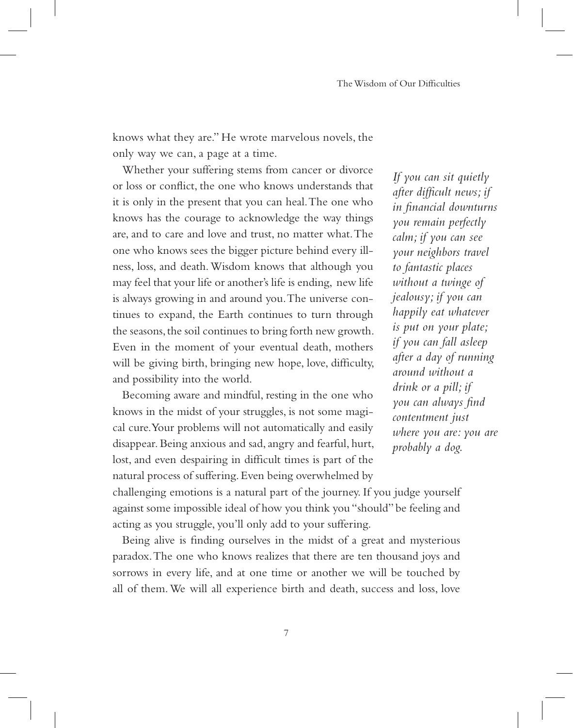knows what they are." He wrote marvelous novels, the only way we can, a page at a time.

Whether your suffering stems from cancer or divorce or loss or conflict, the one who knows understands that it is only in the present that you can heal. The one who knows has the courage to acknowledge the way things are, and to care and love and trust, no matter what. The one who knows sees the bigger picture behind every illness, loss, and death. Wisdom knows that although you may feel that your life or another's life is ending, new life is always growing in and around you. The universe continues to expand, the Earth continues to turn through the seasons, the soil continues to bring forth new growth. Even in the moment of your eventual death, mothers will be giving birth, bringing new hope, love, difficulty, and possibility into the world.

*If you can sit quietly after difficult news; if in financial downturns you remain perfectly calm; if you can see your neighbors travel to fantastic places without a twinge of jealousy; if you can happily eat whatever is put on your plate; if you can fall asleep after a day of running around without a drink or a pill; if you can always find contentment just where you are: you are probably a dog.*

Becoming aware and mindful, resting in the one who knows in the midst of your struggles, is not some magical cure. Your problems will not automatically and easily disappear. Being anxious and sad, angry and fearful, hurt, lost, and even despairing in difficult times is part of the natural process of suffering. Even being overwhelmed by challenging emotions is a natural part of the journey. If you judge yourself against some impossible ideal of how you think you "should" be feeling and acting as you struggle, you'll only add to your suffering.

Being alive is finding ourselves in the midst of a great and mysterious paradox. The one who knows realizes that there are ten thousand joys and sorrows in every life, and at one time or another we will be touched by all of them. We will all experience birth and death, success and loss, love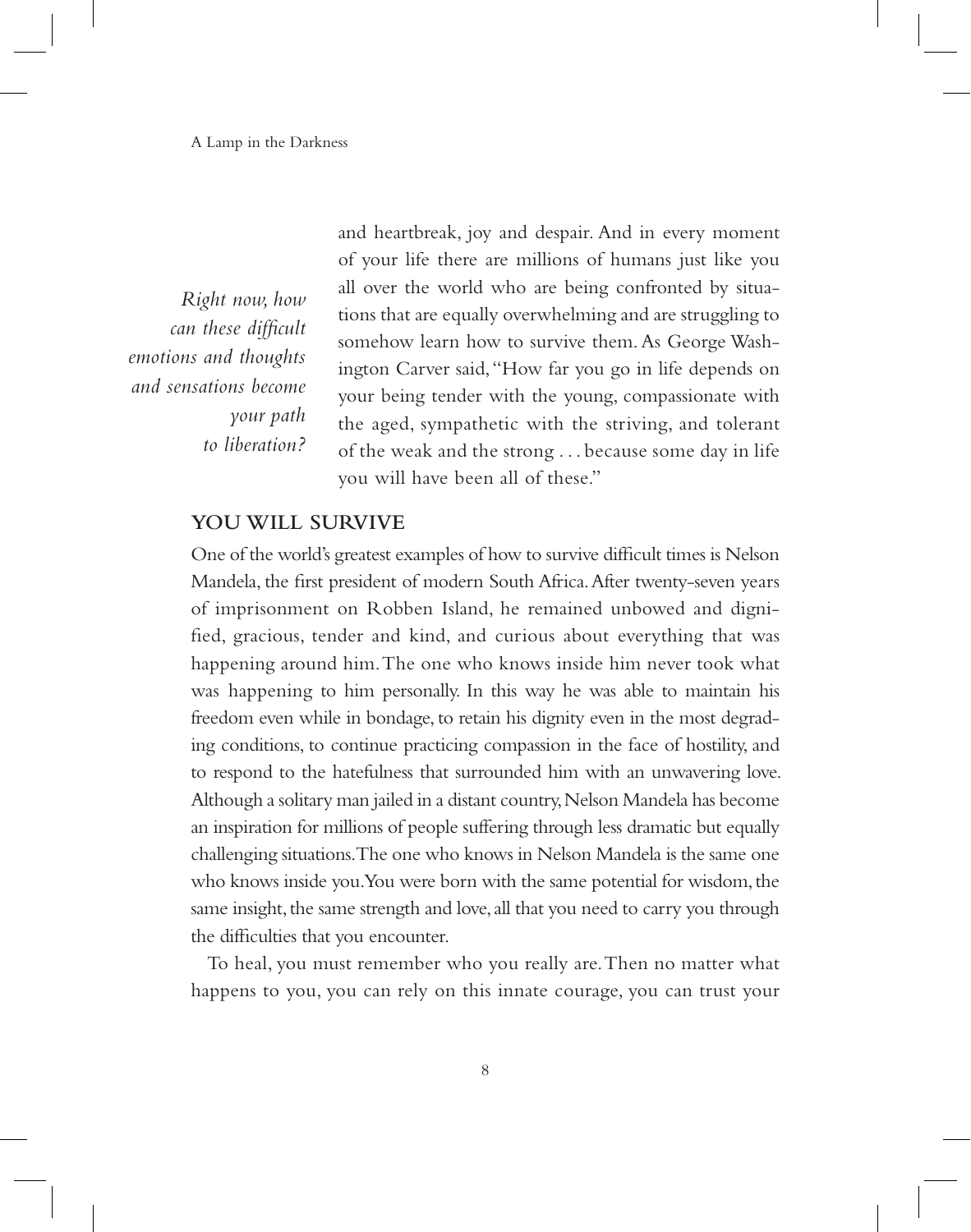*Right now, how can these difficult emotions and thoughts and sensations become your path to liberation?*

and heartbreak, joy and despair. And in every moment of your life there are millions of humans just like you all over the world who are being confronted by situations that are equally overwhelming and are struggling to somehow learn how to survive them. As George Washington Carver said, "How far you go in life depends on your being tender with the young, compassionate with the aged, sympathetic with the striving, and tolerant of the weak and the strong . . . because some day in life you will have been all of these."

## YOU WILL SURVIVE

One of the world's greatest examples of how to survive difficult times is Nelson Mandela, the first president of modern South Africa. After twenty-seven years of imprisonment on Robben Island, he remained unbowed and dignified, gracious, tender and kind, and curious about everything that was happening around him. The one who knows inside him never took what was happening to him personally. In this way he was able to maintain his freedom even while in bondage, to retain his dignity even in the most degrading conditions, to continue practicing compassion in the face of hostility, and to respond to the hatefulness that surrounded him with an unwavering love. Although a solitary man jailed in a distant country, Nelson Mandela has become an inspiration for millions of people suffering through less dramatic but equally challenging situations. The one who knows in Nelson Mandela is the same one who knows inside you. You were born with the same potential for wisdom, the same insight, the same strength and love, all that you need to carry you through the difficulties that you encounter.

To heal, you must remember who you really are. Then no matter what happens to you, you can rely on this innate courage, you can trust your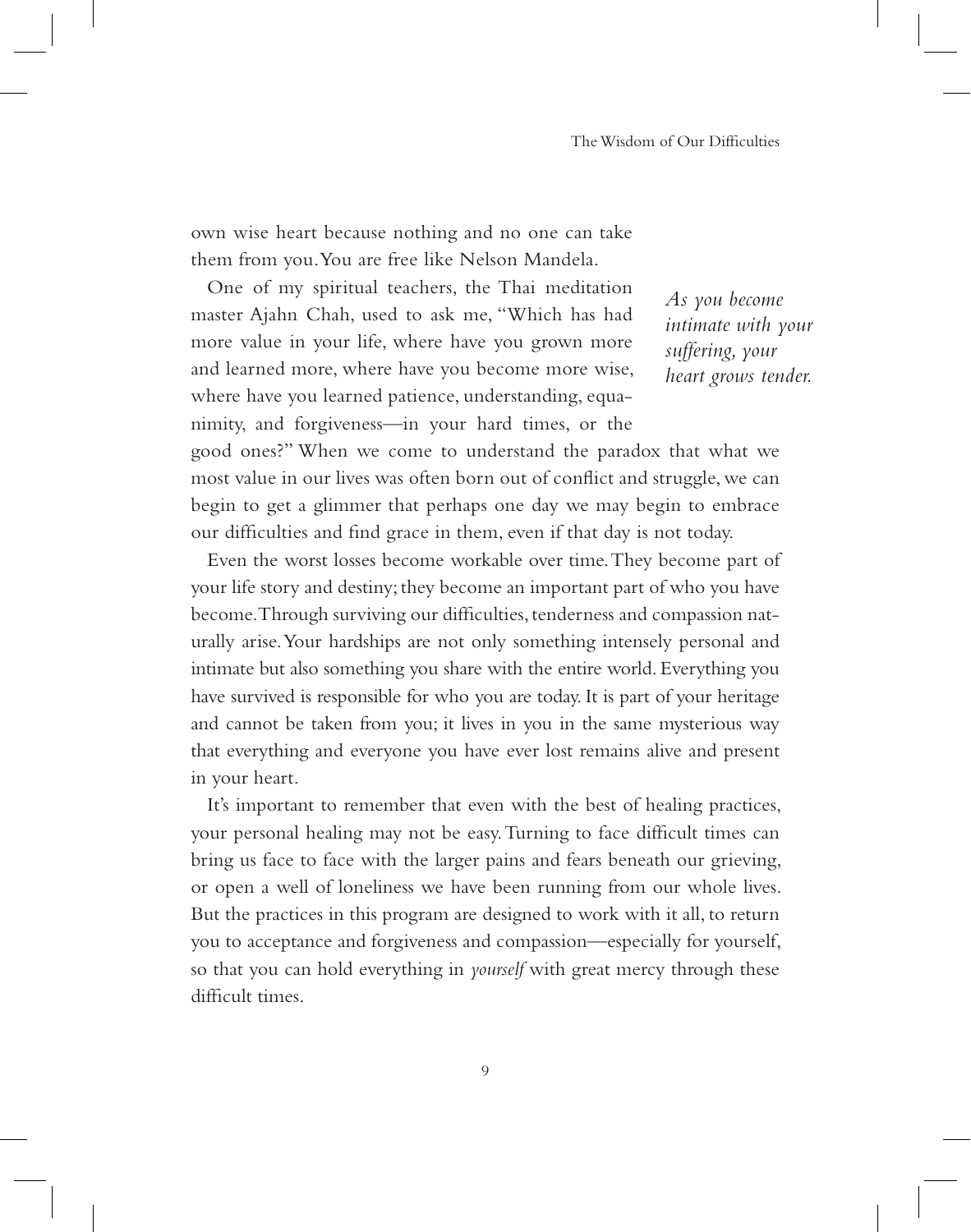own wise heart because nothing and no one can take them from you. You are free like Nelson Mandela.

One of my spiritual teachers, the Thai meditation master Ajahn Chah, used to ask me, "Which has had more value in your life, where have you grown more and learned more, where have you become more wise, where have you learned patience, understanding, equanimity, and forgiveness—in your hard times, or the good ones?" When we come to understand the paradox that what we most value in our lives was often born out of conflict and struggle, we can begin to get a glimmer that perhaps one day we may begin to embrace our difficulties and find grace in them, even if that day is not today.

*As you become intimate with your suffering, your heart grows tender.*

Even the worst losses become workable over time. They become part of your life story and destiny; they become an important part of who you have become. Through surviving our difficulties, tenderness and compassion naturally arise. Your hardships are not only something intensely personal and intimate but also something you share with the entire world. Everything you have survived is responsible for who you are today. It is part of your heritage and cannot be taken from you; it lives in you in the same mysterious way that everything and everyone you have ever lost remains alive and present in your heart.

It's important to remember that even with the best of healing practices, your personal healing may not be easy. Turning to face difficult times can bring us face to face with the larger pains and fears beneath our grieving, or open a well of loneliness we have been running from our whole lives. But the practices in this program are designed to work with it all, to return you to acceptance and forgiveness and compassion—especially for yourself, so that you can hold everything in *yourself* with great mercy through these difficult times.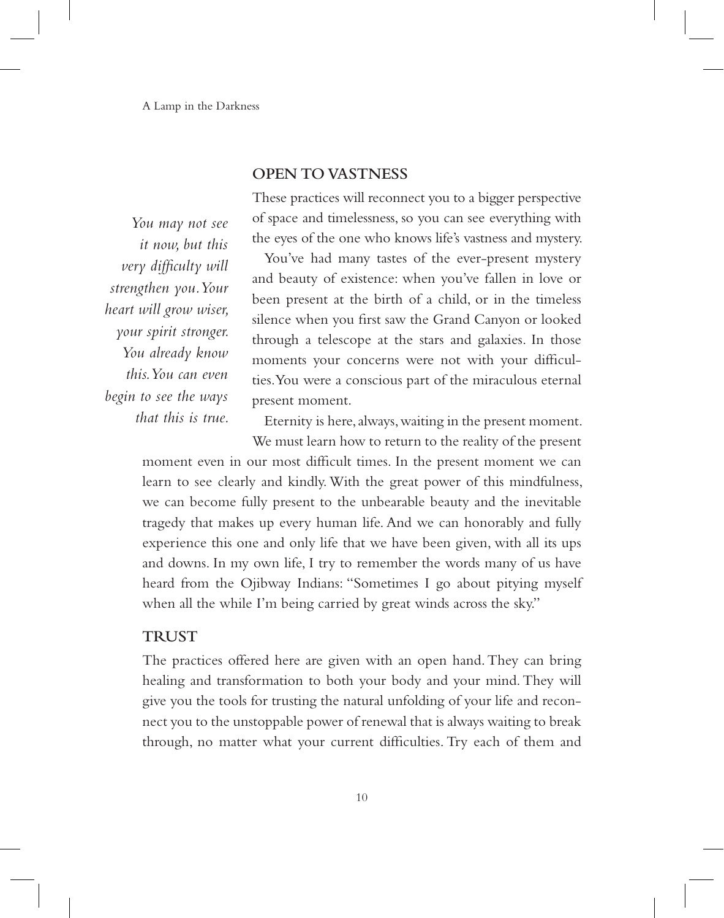## OPEN TO VASTNESS

*You may not see it now, but this very difficulty will strengthen you. Your heart will grow wiser, your spirit stronger. You already know this. You can even begin to see the ways that this is true.*

These practices will reconnect you to a bigger perspective of space and timelessness, so you can see everything with the eyes of the one who knows life's vastness and mystery.

You've had many tastes of the ever-present mystery and beauty of existence: when you've fallen in love or been present at the birth of a child, or in the timeless silence when you first saw the Grand Canyon or looked through a telescope at the stars and galaxies. In those moments your concerns were not with your difficulties. You were a conscious part of the miraculous eternal present moment.

Eternity is here, always, waiting in the present moment. We must learn how to return to the reality of the present moment even in our most difficult times. In the present moment we can learn to see clearly and kindly. With the great power of this mindfulness, we can become fully present to the unbearable beauty and the inevitable tragedy that makes up every human life. And we can honorably and fully experience this one and only life that we have been given, with all its ups and downs. In my own life, I try to remember the words many of us have heard from the Ojibway Indians: "Sometimes I go about pitying myself when all the while I'm being carried by great winds across the sky."

## TRUST

The practices offered here are given with an open hand. They can bring healing and transformation to both your body and your mind. They will give you the tools for trusting the natural unfolding of your life and reconnect you to the unstoppable power of renewal that is always waiting to break through, no matter what your current difficulties. Try each of them and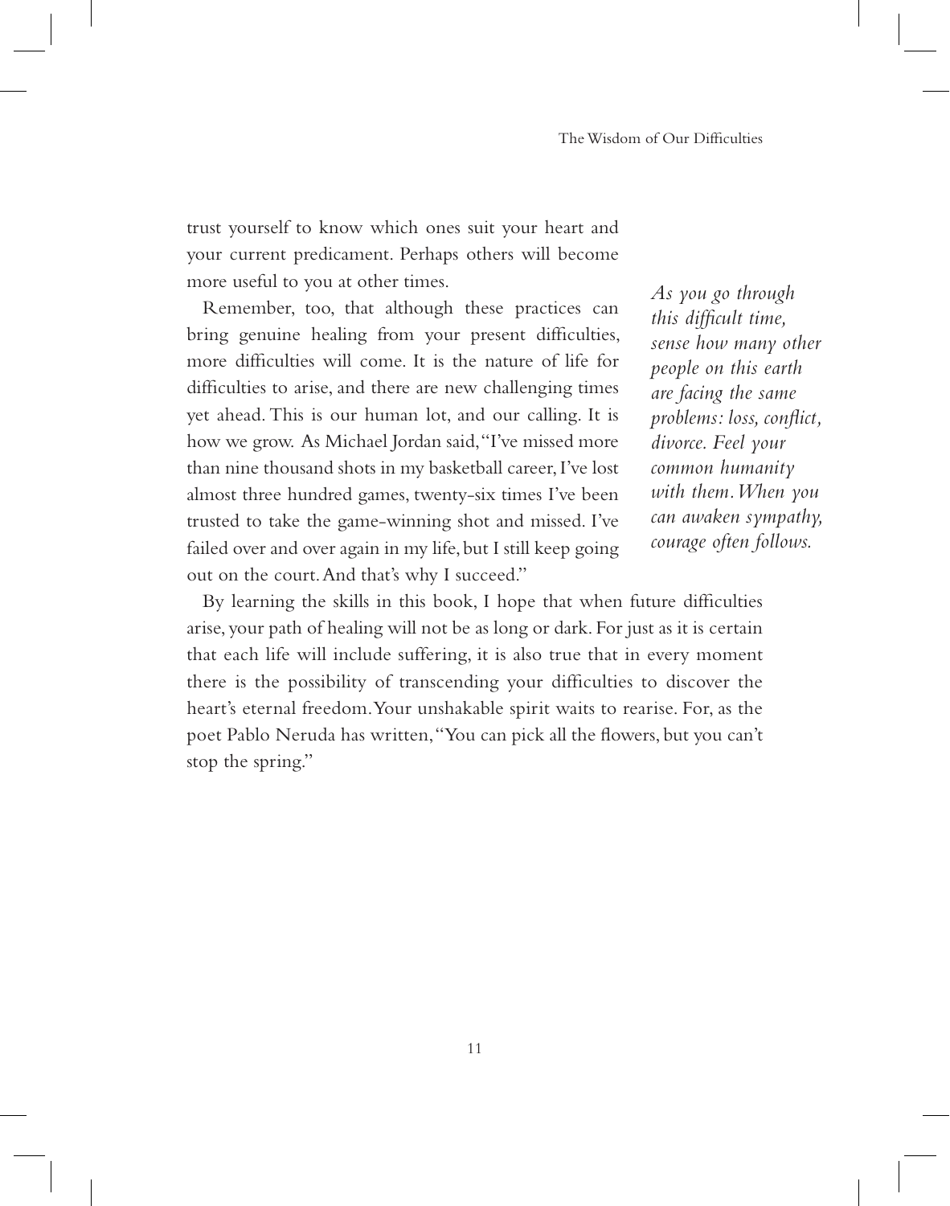trust yourself to know which ones suit your heart and your current predicament. Perhaps others will become more useful to you at other times.

Remember, too, that although these practices can bring genuine healing from your present difficulties, more difficulties will come. It is the nature of life for difficulties to arise, and there are new challenging times yet ahead. This is our human lot, and our calling. It is how we grow. As Michael Jordan said, "I've missed more than nine thousand shots in my basketball career, I've lost almost three hundred games, twenty-six times I've been trusted to take the game-winning shot and missed. I've failed over and over again in my life, but I still keep going out on the court. And that's why I succeed."

*As you go through this difficult time, sense how many other people on this earth are facing the same problems: loss, conflict, divorce. Feel your common humanity with them. When you can awaken sympathy, courage often follows.*

By learning the skills in this book, I hope that when future difficulties arise, your path of healing will not be as long or dark. For just as it is certain that each life will include suffering, it is also true that in every moment there is the possibility of transcending your difficulties to discover the heart's eternal freedom. Your unshakable spirit waits to rearise. For, as the poet Pablo Neruda has written, "You can pick all the flowers, but you can't stop the spring."